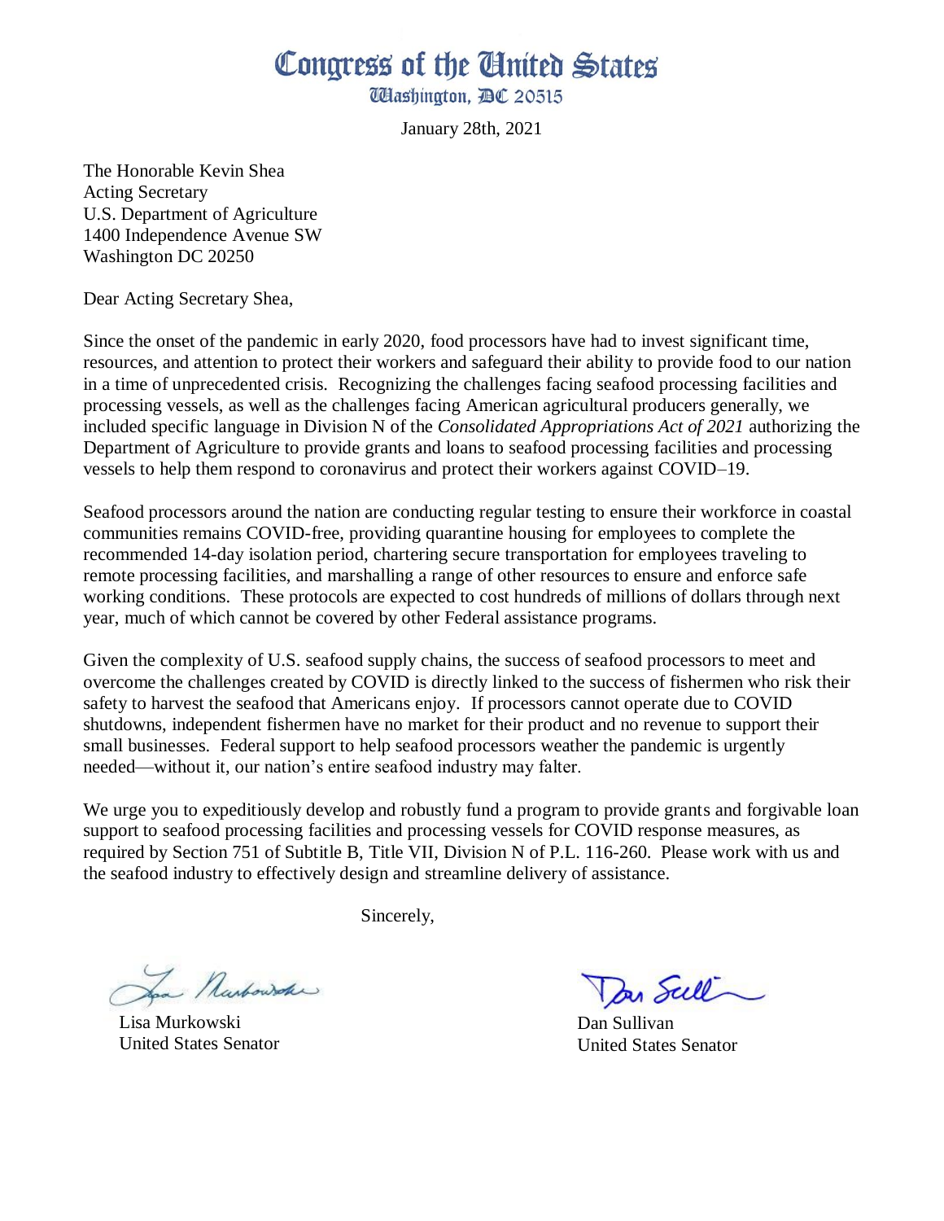# Congress of the United States

Washington, DC 20515

January 28th, 2021

The Honorable Kevin Shea
Acting Secretary
U.S. Department of Agriculture
1400 Independence Avenue SW
Washington DC 20250

Dear Acting Secretary Shea,

Since the onset of the pandemic in early 2020, food processors have had to invest significant time, resources, and attention to protect their workers and safeguard their ability to provide food to our nation in a time of unprecedented crisis. Recognizing the challenges facing seafood processing facilities and processing vessels, as well as the challenges facing American agricultural producers generally, we included specific language in Division N of the *Consolidated Appropriations Act of 2021* authorizing the Department of Agriculture to provide grants and loans to seafood processing facilities and processing vessels to help them respond to coronavirus and protect their workers against COVID–19.

Seafood processors around the nation are conducting regular testing to ensure their workforce in coastal communities remains COVID-free, providing quarantine housing for employees to complete the recommended 14-day isolation period, chartering secure transportation for employees traveling to remote processing facilities, and marshalling a range of other resources to ensure and enforce safe working conditions. These protocols are expected to cost hundreds of millions of dollars through next year, much of which cannot be covered by other Federal assistance programs.

Given the complexity of U.S. seafood supply chains, the success of seafood processors to meet and overcome the challenges created by COVID is directly linked to the success of fishermen who risk their safety to harvest the seafood that Americans enjoy. If processors cannot operate due to COVID shutdowns, independent fishermen have no market for their product and no revenue to support their small businesses. Federal support to help seafood processors weather the pandemic is urgently needed—without it, our nation's entire seafood industry may falter.

We urge you to expeditiously develop and robustly fund a program to provide grants and forgivable loan support to seafood processing facilities and processing vessels for COVID response measures, as required by Section 751 of Subtitle B, Title VII, Division N of P.L. 116-260. Please work with us and the seafood industry to effectively design and streamline delivery of assistance.

Sincerely,

Lisa Murkowski
United States Senator

Dan Sullivan
United States Senator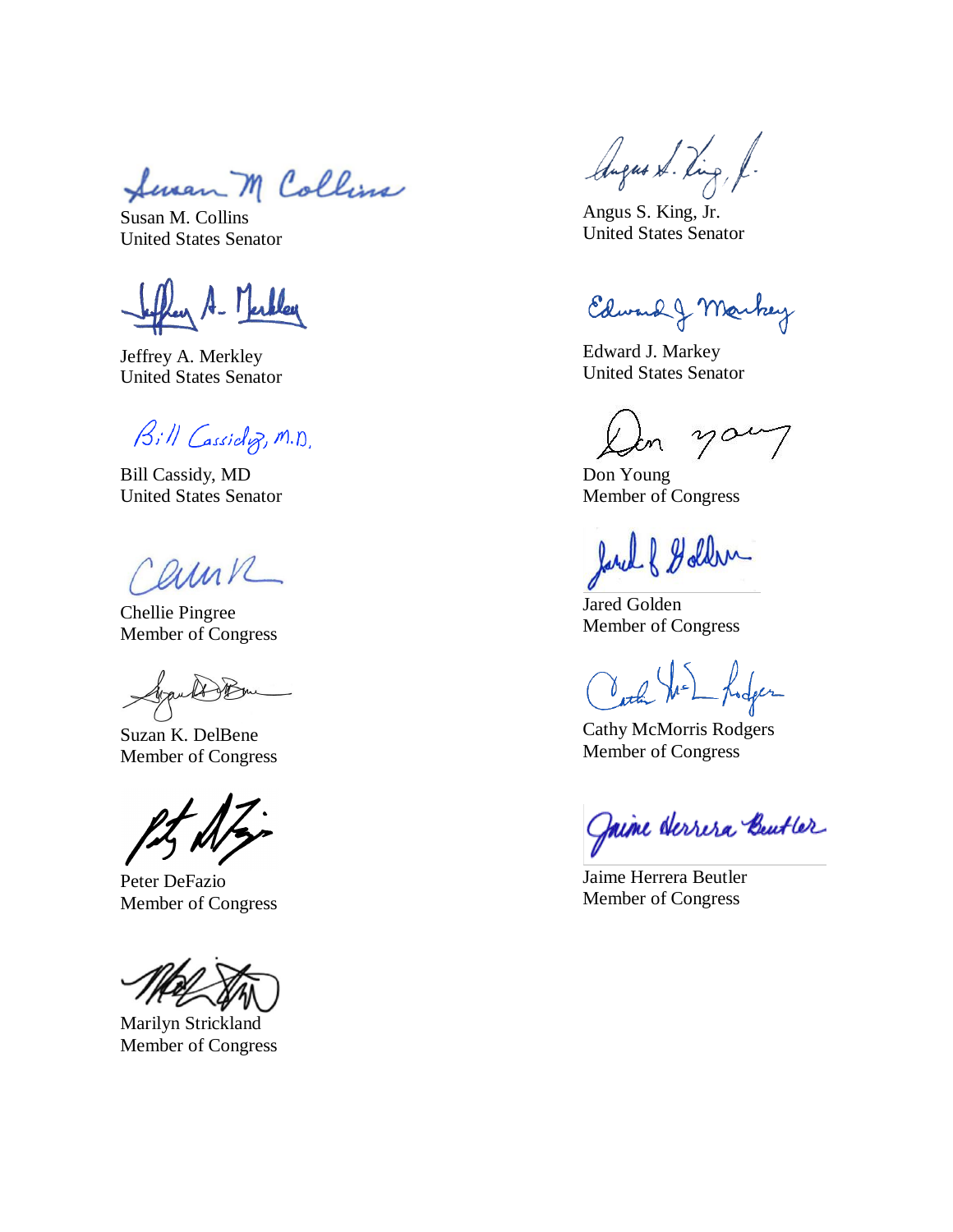Susan M. Collins
United States Senator

Angus S. King, Jr.
United States Senator

Jeffrey A. Merkley
United States Senator

Edward J. Markey
United States Senator

Bill Cassidy, MD
United States Senator

Don Young
Member of Congress

Chellie Pingree
Member of Congress

Jared Golden
Member of Congress

Suzan K. DelBene
Member of Congress

Cathy McMorris Rodgers
Member of Congress

Peter DeFazio
Member of Congress

Jaime Herrera Beutler
Member of Congress

Marilyn Strickland
Member of Congress